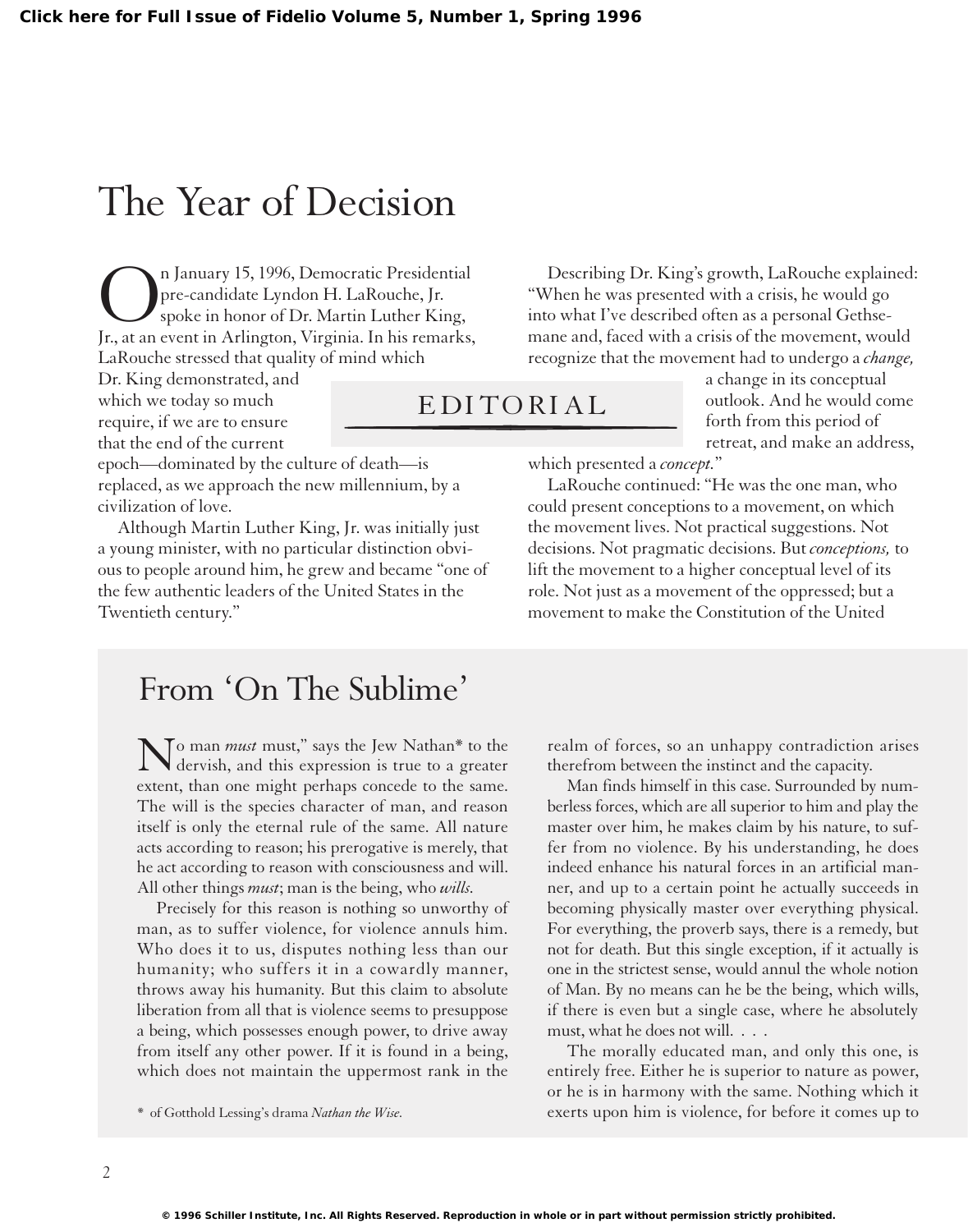# The Year of Decision

## EDITORIAL

On January 15, 1996, Democratic Presidential pre-candidate Lyndon H. LaRouche, Jr. spoke in honor of Dr. Martin Luther King, Jr., at an event in Arlington, Virginia. In his remarks, LaRouche stressed that quality of mind which Dr. King demonstrated, and which we today so much require, if we are to ensure that the end of the current epoch—dominated by the culture of death—is replaced, as we approach the new millennium, by a civilization of love.

Although Martin Luther King, Jr. was initially just a young minister, with no particular distinction obvious to people around him, he grew and became "one of the few authentic leaders of the United States in the Twentieth century."

Describing Dr. King's growth, LaRouche explained: "When he was presented with a crisis, he would go into what I've described often as a personal Gethsemane and, faced with a crisis of the movement, would recognize that the movement had to undergo a *change,* a change in its conceptual outlook. And he would come forth from this period of retreat, and make an address, which presented a *concept.*"

LaRouche continued: "He was the one man, who could present conceptions to a movement, on which the movement lives. Not practical suggestions. Not decisions. Not pragmatic decisions. But *conceptions,* to lift the movement to a higher conceptual level of its role. Not just as a movement of the oppressed; but a movement to make the Constitution of the United

## From 'On The Sublime'

"No man *must* must," says the Jew Nathan* to the dervish, and this expression is true to a greater extent, than one might perhaps concede to the same. The will is the species character of man, and reason itself is only the eternal rule of the same. All nature acts according to reason; his prerogative is merely, that he act according to reason with consciousness and will. All other things *must*; man is the being, who *wills.*

Precisely for this reason is nothing so unworthy of man, as to suffer violence, for violence annuls him. Who does it to us, disputes nothing less than our humanity; who suffers it in a cowardly manner, throws away his humanity. But this claim to absolute liberation from all that is violence seems to presuppose a being, which possesses enough power, to drive away from itself any other power. If it is found in a being, which does not maintain the uppermost rank in the realm of forces, so an unhappy contradiction arises therefrom between the instinct and the capacity.

Man finds himself in this case. Surrounded by numberless forces, which are all superior to him and play the master over him, he makes claim by his nature, to suffer from no violence. By his understanding, he does indeed enhance his natural forces in an artificial manner, and up to a certain point he actually succeeds in becoming physically master over everything physical. For everything, the proverb says, there is a remedy, but not for death. But this single exception, if it actually is one in the strictest sense, would annul the whole notion of Man. By no means can he be the being, which wills, if there is even but a single case, where he absolutely must, what he does not will. . . .

The morally educated man, and only this one, is entirely free. Either he is superior to nature as power, or he is in harmony with the same. Nothing which it exerts upon him is violence, for before it comes up to

\* of Gotthold Lessing's drama *Nathan the Wise.*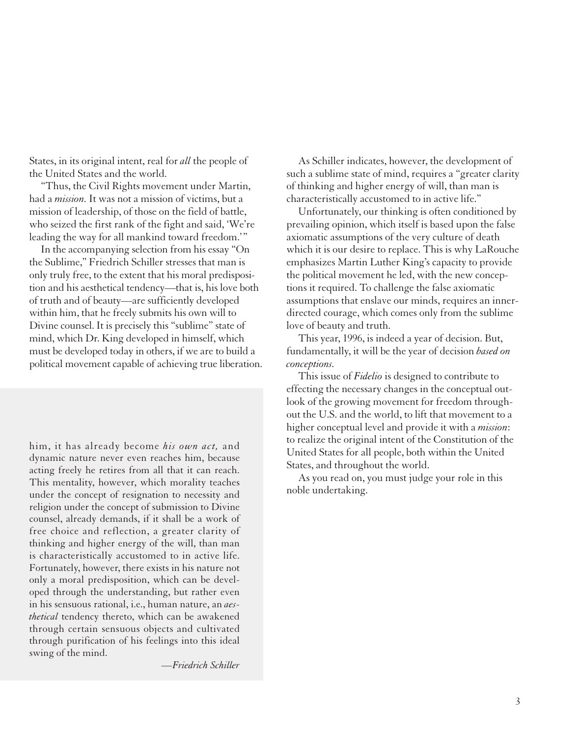States, in its original intent, real for *all* the people of the United States and the world.

"Thus, the Civil Rights movement under Martin, had a *mission.* It was not a mission of victims, but a mission of leadership, of those on the field of battle, who seized the first rank of the fight and said, 'We're leading the way for all mankind toward freedom.'"

In the accompanying selection from his essay "On the Sublime," Friedrich Schiller stresses that man is only truly free, to the extent that his moral predisposition and his aesthetical tendency—that is, his love both of truth and of beauty—are sufficiently developed within him, that he freely submits his own will to Divine counsel. It is precisely this "sublime" state of mind, which Dr. King developed in himself, which must be developed today in others, if we are to build a political movement capable of achieving true liberation.

> him, it has already become *his own act,* and dynamic nature never even reaches him, because acting freely he retires from all that it can reach. This mentality, however, which morality teaches under the concept of resignation to necessity and religion under the concept of submission to Divine counsel, already demands, if it shall be a work of free choice and reflection, a greater clarity of thinking and higher energy of the will, than man is characteristically accustomed to in active life. Fortunately, however, there exists in his nature not only a moral predisposition, which can be developed through the understanding, but rather even in his sensuous rational, i.e., human nature, an *aesthetical* tendency thereto, which can be awakened through certain sensuous objects and cultivated through purification of his feelings into this ideal swing of the mind.
>
> —*Friedrich Schiller*

As Schiller indicates, however, the development of such a sublime state of mind, requires a "greater clarity of thinking and higher energy of will, than man is characteristically accustomed to in active life."

Unfortunately, our thinking is often conditioned by prevailing opinion, which itself is based upon the false axiomatic assumptions of the very culture of death which it is our desire to replace. This is why LaRouche emphasizes Martin Luther King's capacity to provide the political movement he led, with the new conceptions it required. To challenge the false axiomatic assumptions that enslave our minds, requires an inner-directed courage, which comes only from the sublime love of beauty and truth.

This year, 1996, is indeed a year of decision. But, fundamentally, it will be the year of decision *based on conceptions.*

This issue of *Fidelio* is designed to contribute to effecting the necessary changes in the conceptual outlook of the growing movement for freedom throughout the U.S. and the world, to lift that movement to a higher conceptual level and provide it with a *mission*: to realize the original intent of the Constitution of the United States for all people, both within the United States, and throughout the world.

As you read on, you must judge your role in this noble undertaking.